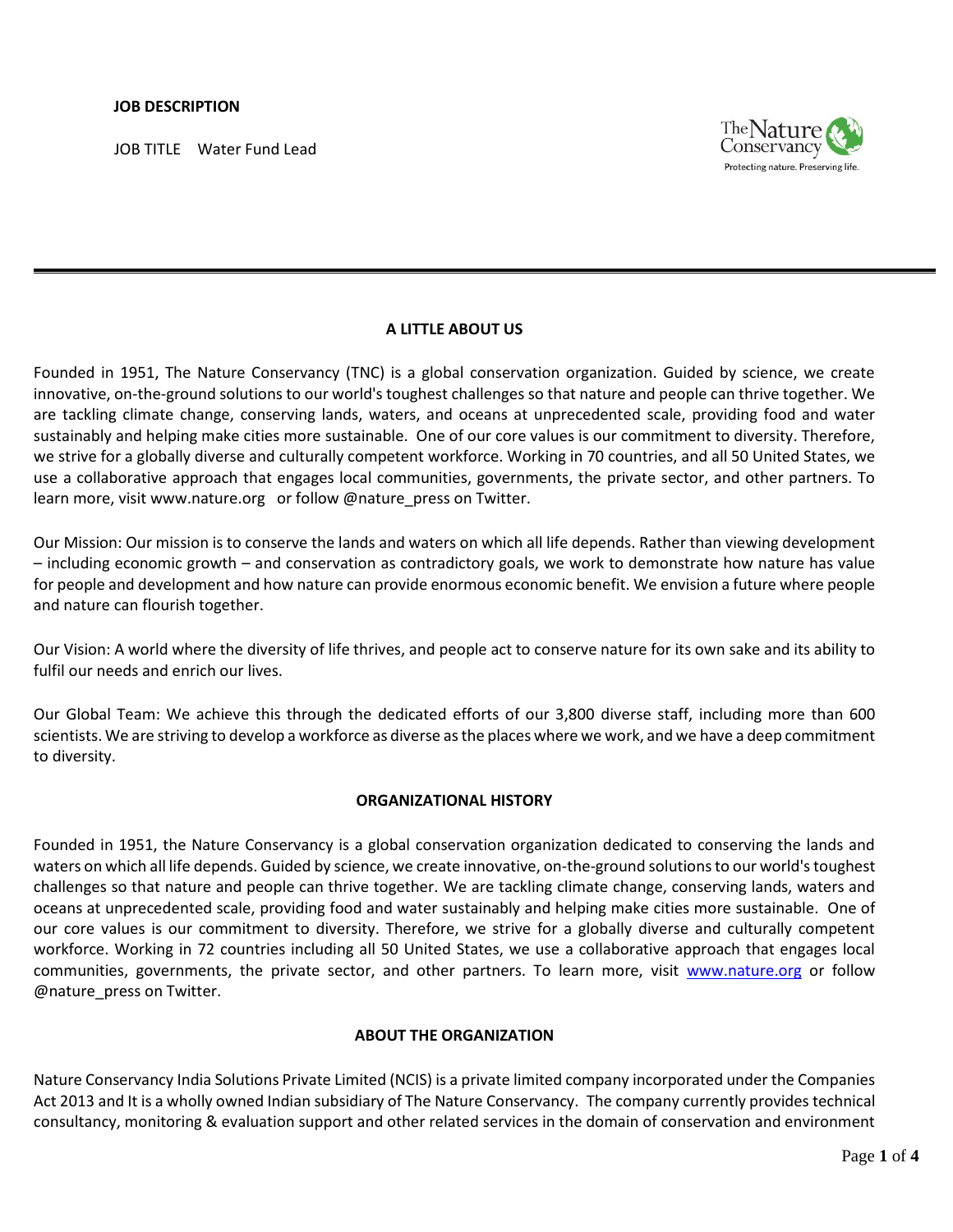**JOB DESCRIPTION**

JOB TITLE Water Fund Lead

## A LITTLE ABOUT US

Founded in 1951, The Nature Conservancy (TNC) is a global conservation organization. Guided by science, we create innovative, on-the-ground solutions to our world's toughest challenges so that nature and people can thrive together. We are tackling climate change, conserving lands, waters, and oceans at unprecedented scale, providing food and water sustainably and helping make cities more sustainable. One of our core values is our commitment to diversity. Therefore, we strive for a globally diverse and culturally competent workforce. Working in 70 countries, and all 50 United States, we use a collaborative approach that engages local communities, governments, the private sector, and other partners. To learn more, visit www.nature.org or follow @nature_press on Twitter.

Our Mission: Our mission is to conserve the lands and waters on which all life depends. Rather than viewing development – including economic growth – and conservation as contradictory goals, we work to demonstrate how nature has value for people and development and how nature can provide enormous economic benefit. We envision a future where people and nature can flourish together.

Our Vision: A world where the diversity of life thrives, and people act to conserve nature for its own sake and its ability to fulfil our needs and enrich our lives.

Our Global Team: We achieve this through the dedicated efforts of our 3,800 diverse staff, including more than 600 scientists. We are striving to develop a workforce as diverse as the places where we work, and we have a deep commitment to diversity.

## ORGANIZATIONAL HISTORY

Founded in 1951, the Nature Conservancy is a global conservation organization dedicated to conserving the lands and waters on which all life depends. Guided by science, we create innovative, on-the-ground solutions to our world's toughest challenges so that nature and people can thrive together. We are tackling climate change, conserving lands, waters and oceans at unprecedented scale, providing food and water sustainably and helping make cities more sustainable. One of our core values is our commitment to diversity. Therefore, we strive for a globally diverse and culturally competent workforce. Working in 72 countries including all 50 United States, we use a collaborative approach that engages local communities, governments, the private sector, and other partners. To learn more, visit www.nature.org or follow @nature_press on Twitter.

## ABOUT THE ORGANIZATION

Nature Conservancy India Solutions Private Limited (NCIS) is a private limited company incorporated under the Companies Act 2013 and It is a wholly owned Indian subsidiary of The Nature Conservancy. The company currently provides technical consultancy, monitoring & evaluation support and other related services in the domain of conservation and environment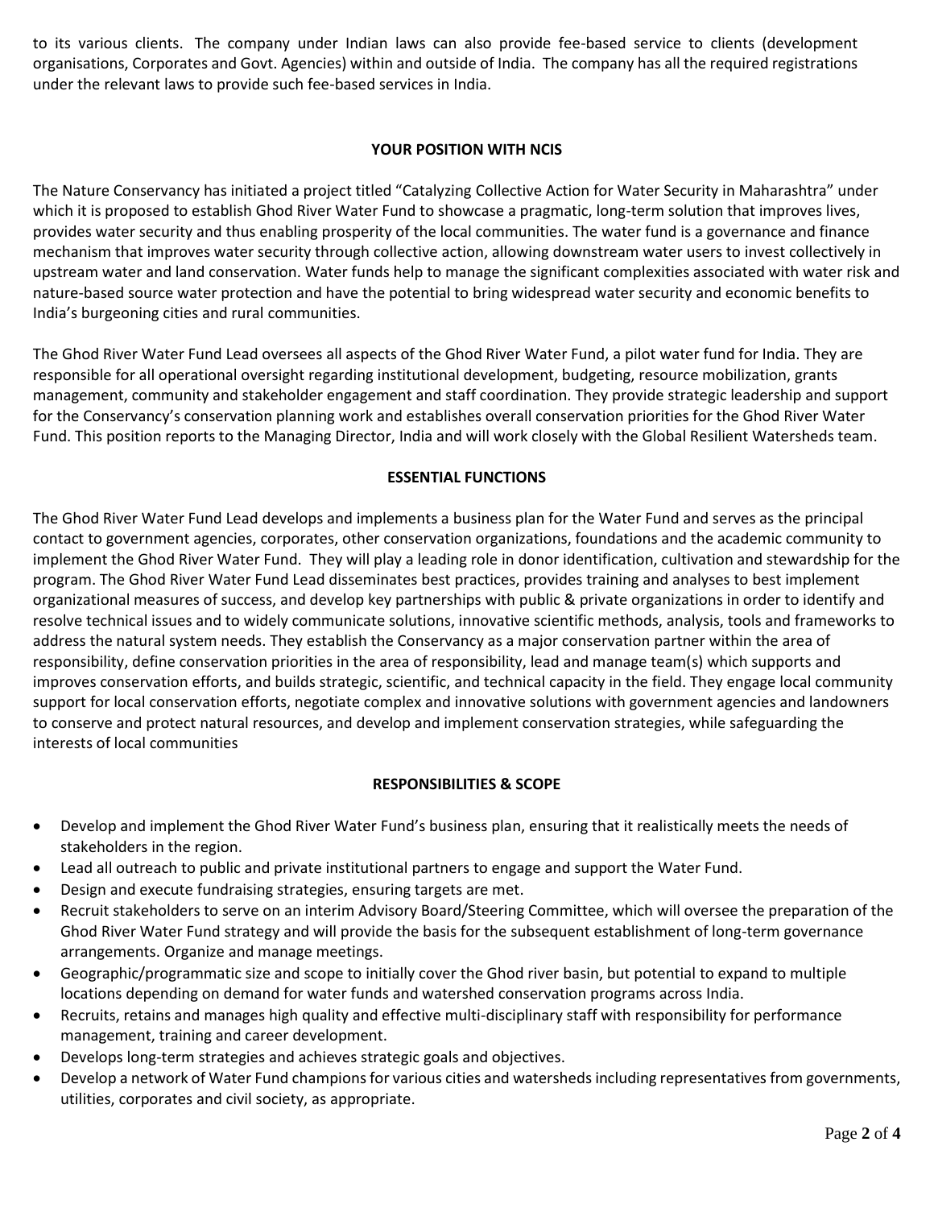to its various clients. The company under Indian laws can also provide fee-based service to clients (development organisations, Corporates and Govt. Agencies) within and outside of India. The company has all the required registrations under the relevant laws to provide such fee-based services in India.

## YOUR POSITION WITH NCIS

The Nature Conservancy has initiated a project titled "Catalyzing Collective Action for Water Security in Maharashtra" under which it is proposed to establish Ghod River Water Fund to showcase a pragmatic, long-term solution that improves lives, provides water security and thus enabling prosperity of the local communities. The water fund is a governance and finance mechanism that improves water security through collective action, allowing downstream water users to invest collectively in upstream water and land conservation. Water funds help to manage the significant complexities associated with water risk and nature-based source water protection and have the potential to bring widespread water security and economic benefits to India's burgeoning cities and rural communities.

The Ghod River Water Fund Lead oversees all aspects of the Ghod River Water Fund, a pilot water fund for India. They are responsible for all operational oversight regarding institutional development, budgeting, resource mobilization, grants management, community and stakeholder engagement and staff coordination. They provide strategic leadership and support for the Conservancy's conservation planning work and establishes overall conservation priorities for the Ghod River Water Fund. This position reports to the Managing Director, India and will work closely with the Global Resilient Watersheds team.

## ESSENTIAL FUNCTIONS

The Ghod River Water Fund Lead develops and implements a business plan for the Water Fund and serves as the principal contact to government agencies, corporates, other conservation organizations, foundations and the academic community to implement the Ghod River Water Fund. They will play a leading role in donor identification, cultivation and stewardship for the program. The Ghod River Water Fund Lead disseminates best practices, provides training and analyses to best implement organizational measures of success, and develop key partnerships with public & private organizations in order to identify and resolve technical issues and to widely communicate solutions, innovative scientific methods, analysis, tools and frameworks to address the natural system needs. They establish the Conservancy as a major conservation partner within the area of responsibility, define conservation priorities in the area of responsibility, lead and manage team(s) which supports and improves conservation efforts, and builds strategic, scientific, and technical capacity in the field. They engage local community support for local conservation efforts, negotiate complex and innovative solutions with government agencies and landowners to conserve and protect natural resources, and develop and implement conservation strategies, while safeguarding the interests of local communities

## RESPONSIBILITIES & SCOPE

- Develop and implement the Ghod River Water Fund's business plan, ensuring that it realistically meets the needs of stakeholders in the region.
- Lead all outreach to public and private institutional partners to engage and support the Water Fund.
- Design and execute fundraising strategies, ensuring targets are met.
- Recruit stakeholders to serve on an interim Advisory Board/Steering Committee, which will oversee the preparation of the Ghod River Water Fund strategy and will provide the basis for the subsequent establishment of long-term governance arrangements. Organize and manage meetings.
- Geographic/programmatic size and scope to initially cover the Ghod river basin, but potential to expand to multiple locations depending on demand for water funds and watershed conservation programs across India.
- Recruits, retains and manages high quality and effective multi-disciplinary staff with responsibility for performance management, training and career development.
- Develops long-term strategies and achieves strategic goals and objectives.
- Develop a network of Water Fund champions for various cities and watersheds including representatives from governments, utilities, corporates and civil society, as appropriate.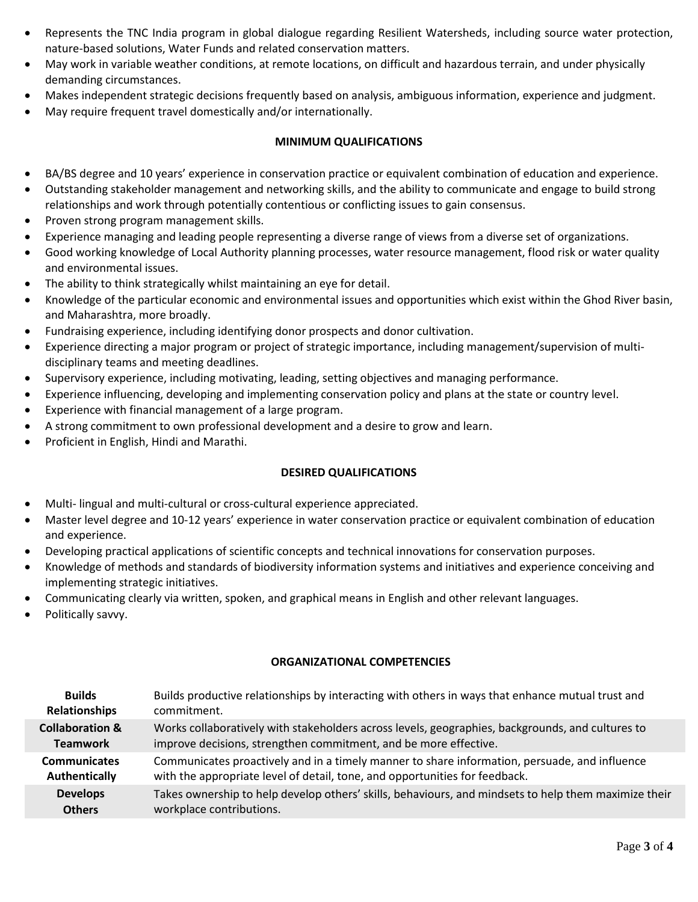- Represents the TNC India program in global dialogue regarding Resilient Watersheds, including source water protection, nature-based solutions, Water Funds and related conservation matters.
- May work in variable weather conditions, at remote locations, on difficult and hazardous terrain, and under physically demanding circumstances.
- Makes independent strategic decisions frequently based on analysis, ambiguous information, experience and judgment.
- May require frequent travel domestically and/or internationally.

## MINIMUM QUALIFICATIONS

- BA/BS degree and 10 years' experience in conservation practice or equivalent combination of education and experience.
- Outstanding stakeholder management and networking skills, and the ability to communicate and engage to build strong relationships and work through potentially contentious or conflicting issues to gain consensus.
- Proven strong program management skills.
- Experience managing and leading people representing a diverse range of views from a diverse set of organizations.
- Good working knowledge of Local Authority planning processes, water resource management, flood risk or water quality and environmental issues.
- The ability to think strategically whilst maintaining an eye for detail.
- Knowledge of the particular economic and environmental issues and opportunities which exist within the Ghod River basin, and Maharashtra, more broadly.
- Fundraising experience, including identifying donor prospects and donor cultivation.
- Experience directing a major program or project of strategic importance, including management/supervision of multi-disciplinary teams and meeting deadlines.
- Supervisory experience, including motivating, leading, setting objectives and managing performance.
- Experience influencing, developing and implementing conservation policy and plans at the state or country level.
- Experience with financial management of a large program.
- A strong commitment to own professional development and a desire to grow and learn.
- Proficient in English, Hindi and Marathi.

## DESIRED QUALIFICATIONS

- Multi- lingual and multi-cultural or cross-cultural experience appreciated.
- Master level degree and 10-12 years' experience in water conservation practice or equivalent combination of education and experience.
- Developing practical applications of scientific concepts and technical innovations for conservation purposes.
- Knowledge of methods and standards of biodiversity information systems and initiatives and experience conceiving and implementing strategic initiatives.
- Communicating clearly via written, spoken, and graphical means in English and other relevant languages.
- Politically savvy.

## ORGANIZATIONAL COMPETENCIES

| Competency | Description |
|---|---|
| **Builds Relationships** | Builds productive relationships by interacting with others in ways that enhance mutual trust and commitment. |
| **Collaboration & Teamwork** | Works collaboratively with stakeholders across levels, geographies, backgrounds, and cultures to improve decisions, strengthen commitment, and be more effective. |
| **Communicates Authentically** | Communicates proactively and in a timely manner to share information, persuade, and influence with the appropriate level of detail, tone, and opportunities for feedback. |
| **Develops Others** | Takes ownership to help develop others' skills, behaviours, and mindsets to help them maximize their workplace contributions. |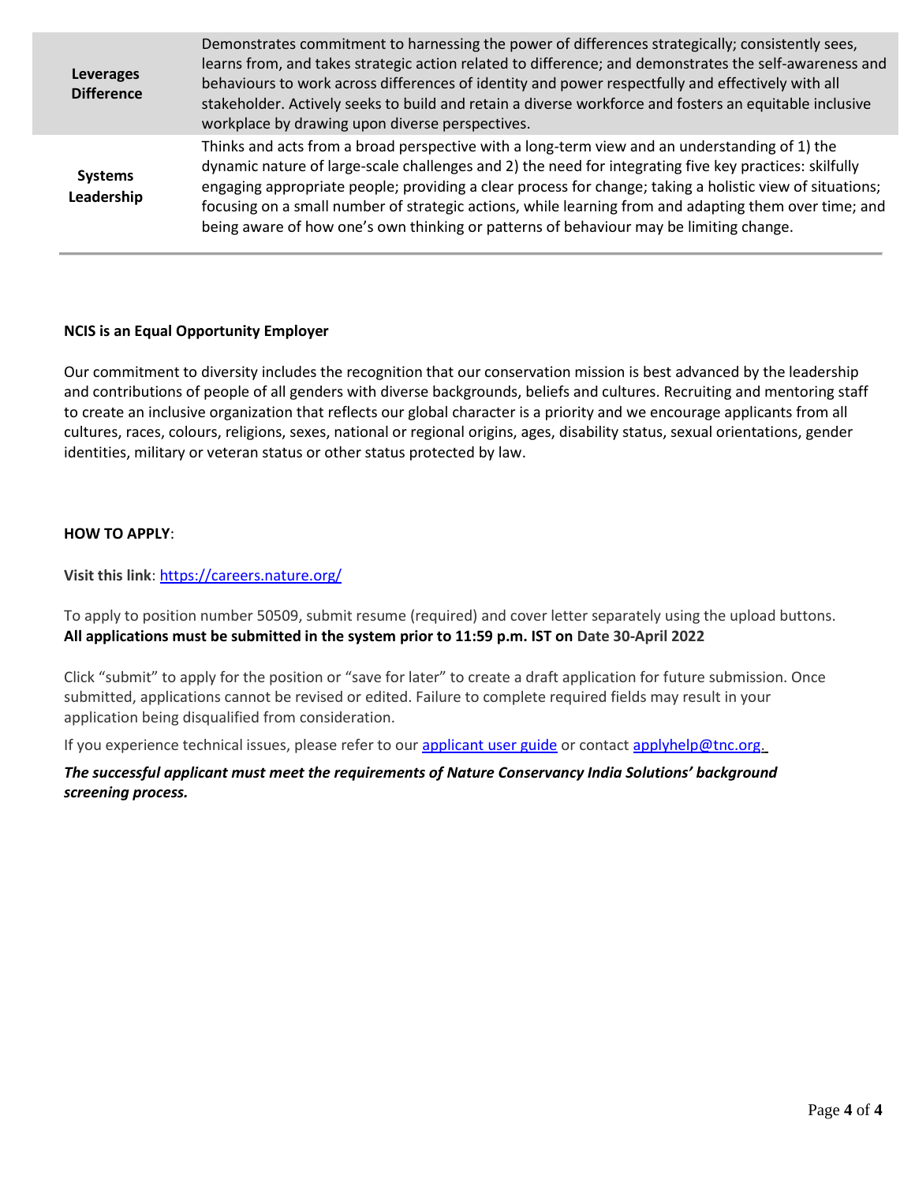| | |
|---|---|
| **Leverages Difference** | Demonstrates commitment to harnessing the power of differences strategically; consistently sees, learns from, and takes strategic action related to difference; and demonstrates the self-awareness and behaviours to work across differences of identity and power respectfully and effectively with all stakeholder. Actively seeks to build and retain a diverse workforce and fosters an equitable inclusive workplace by drawing upon diverse perspectives. |
| **Systems Leadership** | Thinks and acts from a broad perspective with a long-term view and an understanding of 1) the dynamic nature of large-scale challenges and 2) the need for integrating five key practices: skilfully engaging appropriate people; providing a clear process for change; taking a holistic view of situations; focusing on a small number of strategic actions, while learning from and adapting them over time; and being aware of how one's own thinking or patterns of behaviour may be limiting change. |

**NCIS is an Equal Opportunity Employer**

Our commitment to diversity includes the recognition that our conservation mission is best advanced by the leadership and contributions of people of all genders with diverse backgrounds, beliefs and cultures. Recruiting and mentoring staff to create an inclusive organization that reflects our global character is a priority and we encourage applicants from all cultures, races, colours, religions, sexes, national or regional origins, ages, disability status, sexual orientations, gender identities, military or veteran status or other status protected by law.

**HOW TO APPLY**:

**Visit this link**: https://careers.nature.org/

To apply to position number 50509, submit resume (required) and cover letter separately using the upload buttons. **All applications must be submitted in the system prior to 11:59 p.m. IST on Date 30-April 2022**

Click "submit" to apply for the position or "save for later" to create a draft application for future submission. Once submitted, applications cannot be revised or edited. Failure to complete required fields may result in your application being disqualified from consideration.

If you experience technical issues, please refer to our applicant user guide or contact applyhelp@tnc.org.

***The successful applicant must meet the requirements of Nature Conservancy India Solutions' background screening process.***